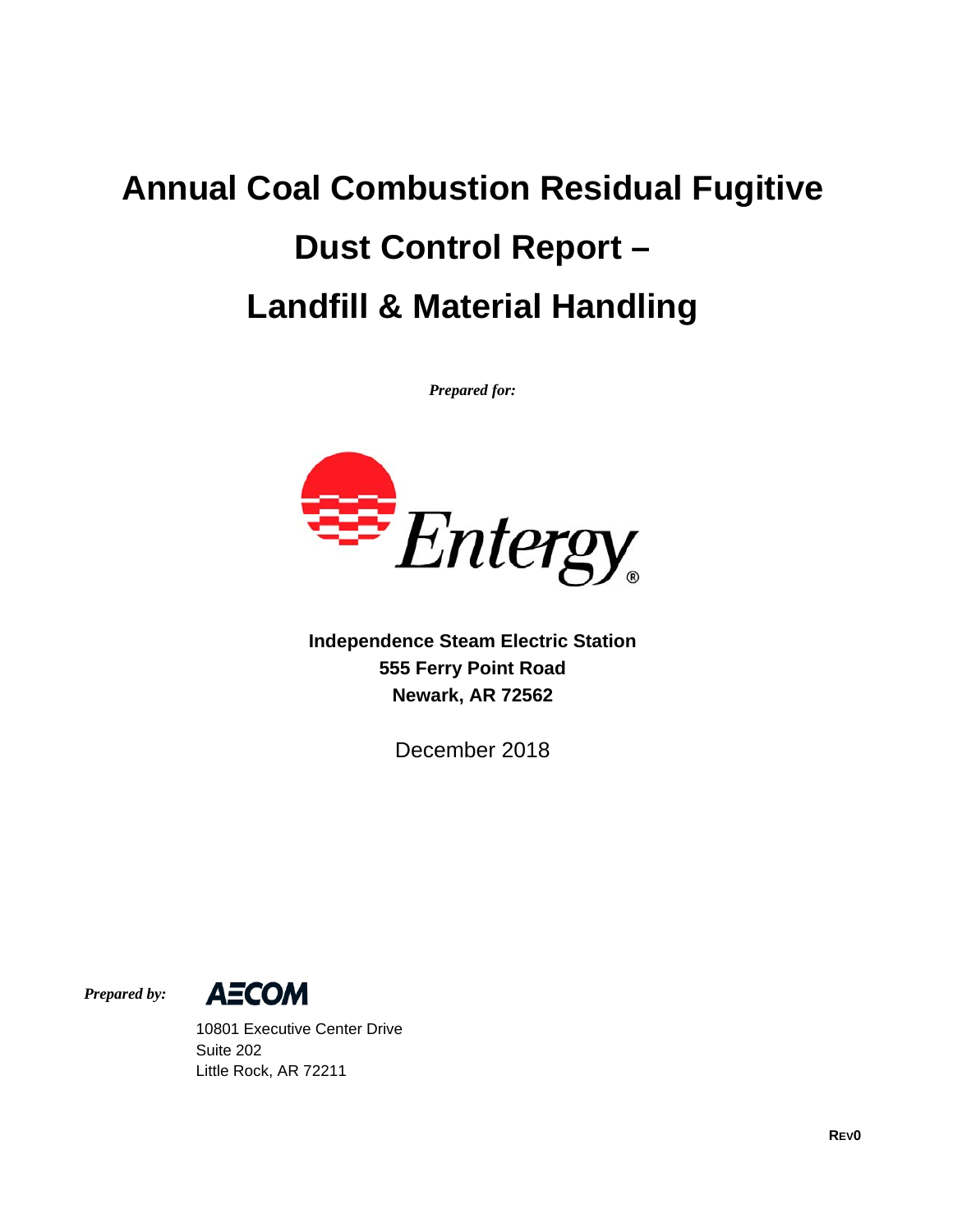# Annual Coal Combustion Residual Fugitive Dust Control Report – Landfill & Material Handling

*Prepared for:*

Entergy

**Independence Steam Electric Station**
**555 Ferry Point Road**
**Newark, AR 72562**

December 2018

*Prepared by:*

AECOM

10801 Executive Center Drive
Suite 202
Little Rock, AR 72211

**REV0**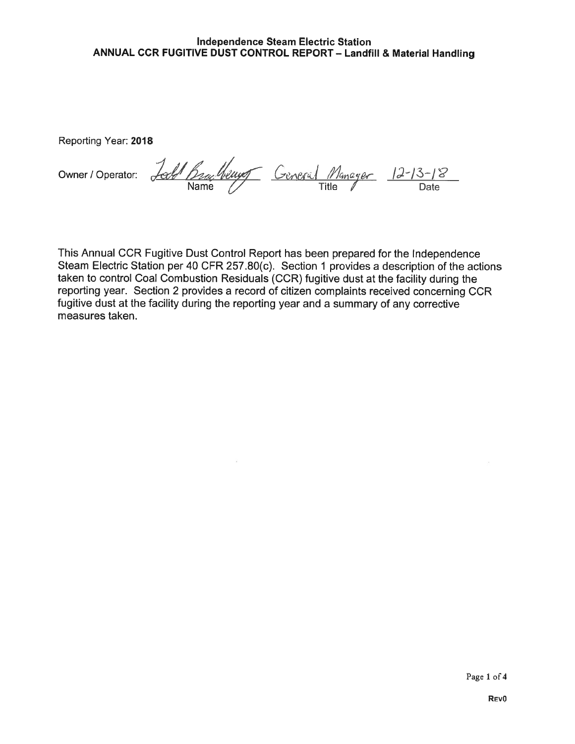**Independence Steam Electric Station**
**ANNUAL CCR FUGITIVE DUST CONTROL REPORT – Landfill & Material Handling**

Reporting Year: **2018**

Owner / Operator: Todd Brantley (Name) General Manager (Title) 12-13-18 (Date)

This Annual CCR Fugitive Dust Control Report has been prepared for the Independence Steam Electric Station per 40 CFR 257.80(c). Section 1 provides a description of the actions taken to control Coal Combustion Residuals (CCR) fugitive dust at the facility during the reporting year. Section 2 provides a record of citizen complaints received concerning CCR fugitive dust at the facility during the reporting year and a summary of any corrective measures taken.

REV0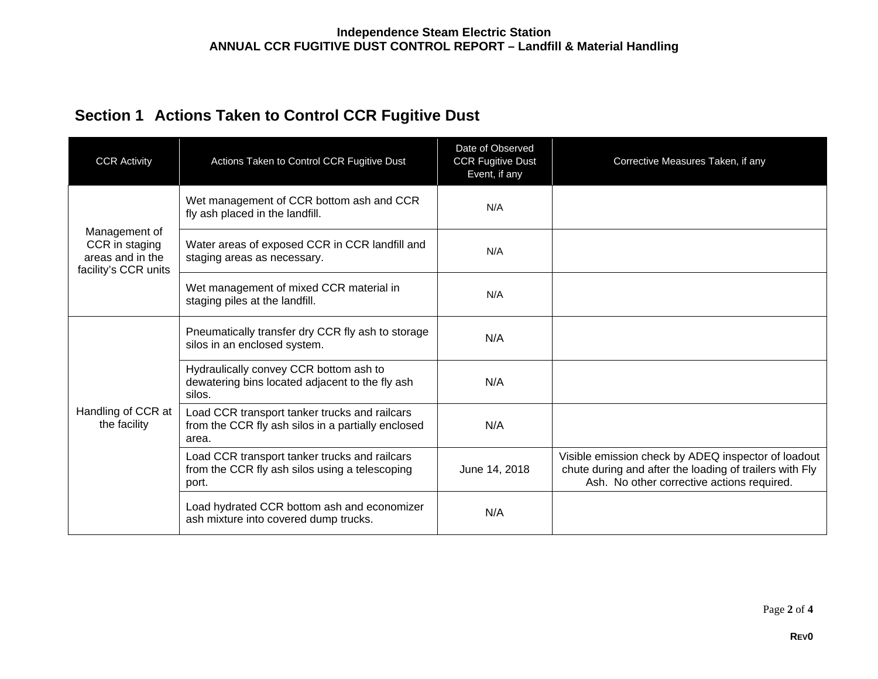## Section 1 Actions Taken to Control CCR Fugitive Dust

| CCR Activity | Actions Taken to Control CCR Fugitive Dust | Date of Observed CCR Fugitive Dust Event, if any | Corrective Measures Taken, if any |
|---|---|---|---|
| Management of CCR in staging areas and in the facility's CCR units | Wet management of CCR bottom ash and CCR fly ash placed in the landfill. | N/A | |
| | Water areas of exposed CCR in CCR landfill and staging areas as necessary. | N/A | |
| | Wet management of mixed CCR material in staging piles at the landfill. | N/A | |
| Handling of CCR at the facility | Pneumatically transfer dry CCR fly ash to storage silos in an enclosed system. | N/A | |
| | Hydraulically convey CCR bottom ash to dewatering bins located adjacent to the fly ash silos. | N/A | |
| | Load CCR transport tanker trucks and railcars from the CCR fly ash silos in a partially enclosed area. | N/A | |
| | Load CCR transport tanker trucks and railcars from the CCR fly ash silos using a telescoping port. | June 14, 2018 | Visible emission check by ADEQ inspector of loadout chute during and after the loading of trailers with Fly Ash. No other corrective actions required. |
| | Load hydrated CCR bottom ash and economizer ash mixture into covered dump trucks. | N/A | |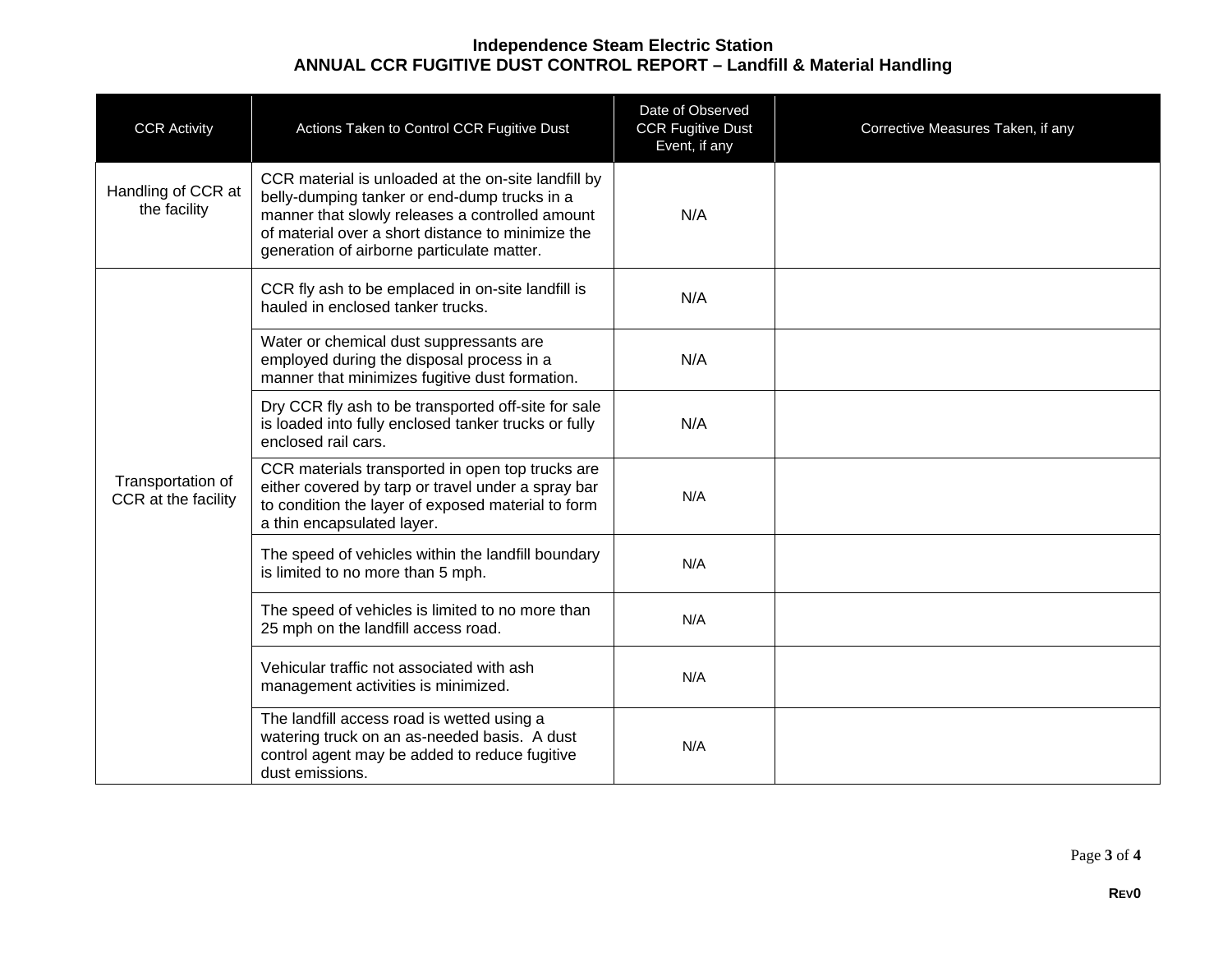**Independence Steam Electric Station**
**ANNUAL CCR FUGITIVE DUST CONTROL REPORT – Landfill & Material Handling**

| CCR Activity | Actions Taken to Control CCR Fugitive Dust | Date of Observed CCR Fugitive Dust Event, if any | Corrective Measures Taken, if any |
| --- | --- | --- | --- |
| Handling of CCR at the facility | CCR material is unloaded at the on-site landfill by belly-dumping tanker or end-dump trucks in a manner that slowly releases a controlled amount of material over a short distance to minimize the generation of airborne particulate matter. | N/A | |
| Transportation of CCR at the facility | CCR fly ash to be emplaced in on-site landfill is hauled in enclosed tanker trucks. | N/A | |
| | Water or chemical dust suppressants are employed during the disposal process in a manner that minimizes fugitive dust formation. | N/A | |
| | Dry CCR fly ash to be transported off-site for sale is loaded into fully enclosed tanker trucks or fully enclosed rail cars. | N/A | |
| | CCR materials transported in open top trucks are either covered by tarp or travel under a spray bar to condition the layer of exposed material to form a thin encapsulated layer. | N/A | |
| | The speed of vehicles within the landfill boundary is limited to no more than 5 mph. | N/A | |
| | The speed of vehicles is limited to no more than 25 mph on the landfill access road. | N/A | |
| | Vehicular traffic not associated with ash management activities is minimized. | N/A | |
| | The landfill access road is wetted using a watering truck on an as-needed basis. A dust control agent may be added to reduce fugitive dust emissions. | N/A | |

**REV0**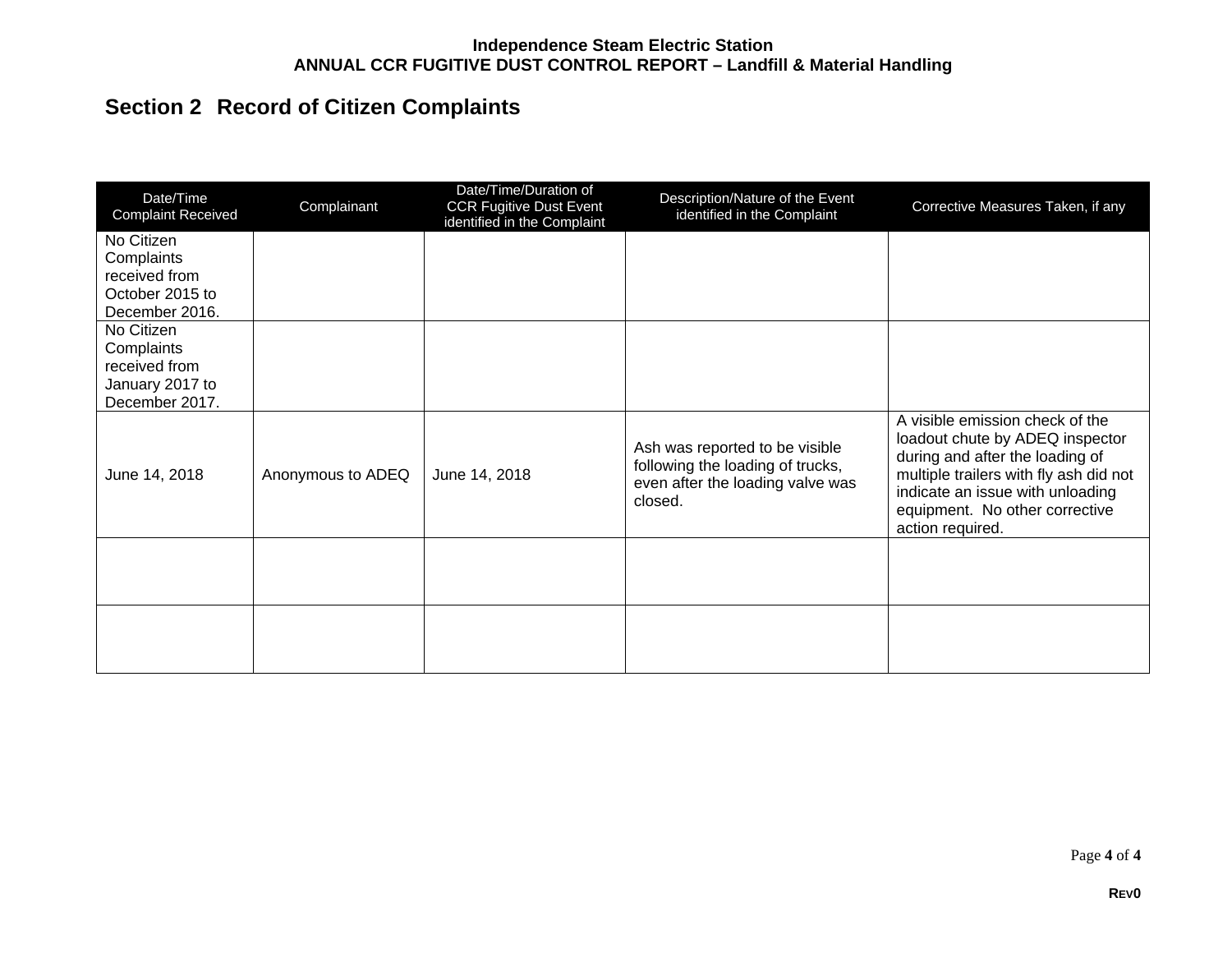## Section 2 Record of Citizen Complaints

| Date/Time Complaint Received | Complainant | Date/Time/Duration of CCR Fugitive Dust Event identified in the Complaint | Description/Nature of the Event identified in the Complaint | Corrective Measures Taken, if any |
|---|---|---|---|---|
| No Citizen Complaints received from October 2015 to December 2016. | | | | |
| No Citizen Complaints received from January 2017 to December 2017. | | | | |
| June 14, 2018 | Anonymous to ADEQ | June 14, 2018 | Ash was reported to be visible following the loading of trucks, even after the loading valve was closed. | A visible emission check of the loadout chute by ADEQ inspector during and after the loading of multiple trailers with fly ash did not indicate an issue with unloading equipment. No other corrective action required. |
| | | | | |
| | | | | |